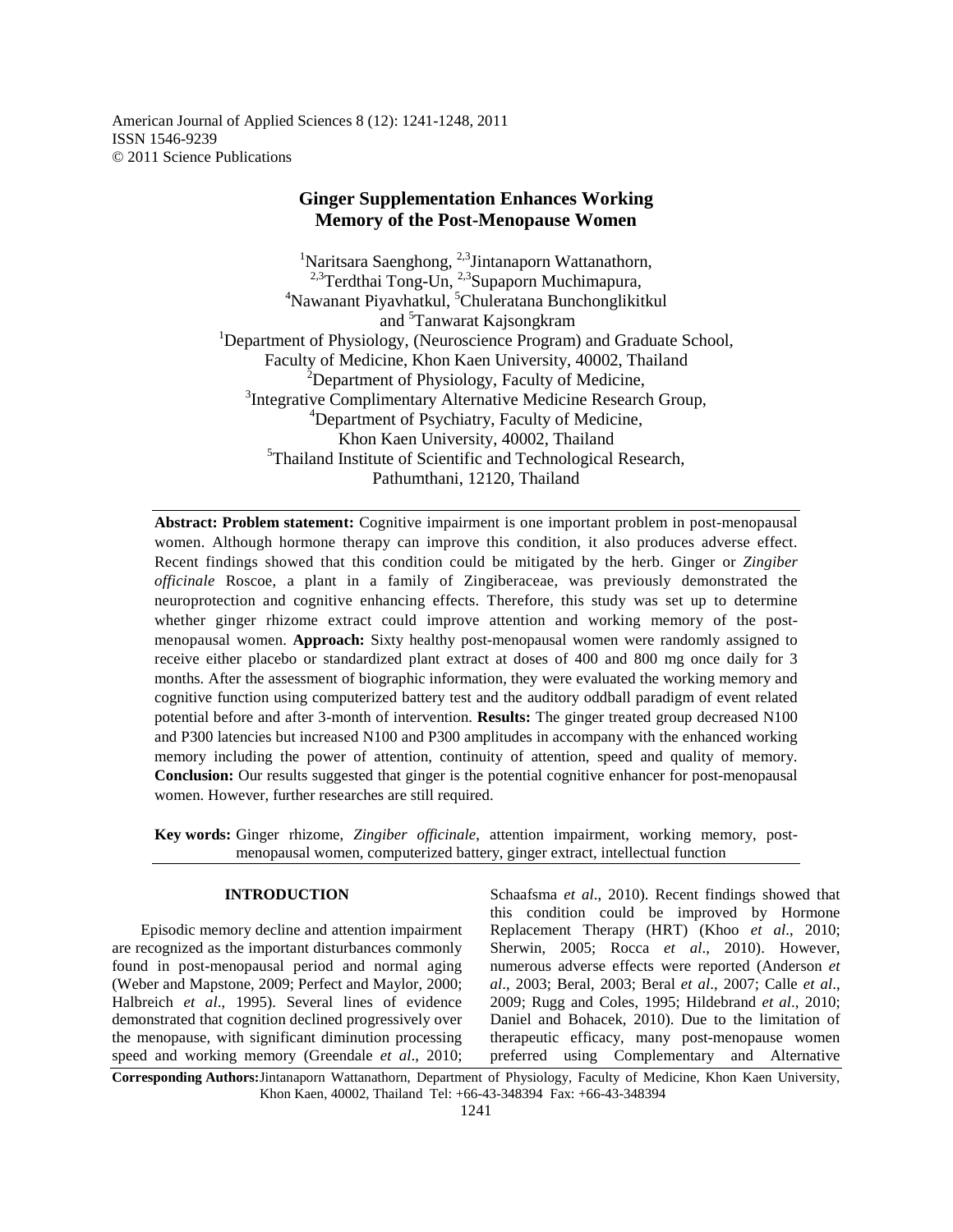American Journal of Applied Sciences 8 (12): 1241-1248, 2011
ISSN 1546-9239
© 2011 Science Publications

# Ginger Supplementation Enhances Working Memory of the Post-Menopause Women

[1]Naritsara Saenghong, [2,3]Jintanaporn Wattanathorn, [2,3]Terdthai Tong-Un, [2,3]Supaporn Muchimapura, [4]Nawanant Piyavhatkul, [5]Chuleratana Bunchonglikitkul and [5]Tanwarat Kajsongkram

[1]Department of Physiology, (Neuroscience Program) and Graduate School, Faculty of Medicine, Khon Kaen University, 40002, Thailand
[2]Department of Physiology, Faculty of Medicine,
[3]Integrative Complimentary Alternative Medicine Research Group,
[4]Department of Psychiatry, Faculty of Medicine, Khon Kaen University, 40002, Thailand
[5]Thailand Institute of Scientific and Technological Research, Pathumthani, 12120, Thailand

**Abstract: Problem statement:** Cognitive impairment is one important problem in post-menopausal women. Although hormone therapy can improve this condition, it also produces adverse effect. Recent findings showed that this condition could be mitigated by the herb. Ginger or *Zingiber officinale* Roscoe, a plant in a family of Zingiberaceae, was previously demonstrated the neuroprotection and cognitive enhancing effects. Therefore, this study was set up to determine whether ginger rhizome extract could improve attention and working memory of the post-menopausal women. **Approach:** Sixty healthy post-menopausal women were randomly assigned to receive either placebo or standardized plant extract at doses of 400 and 800 mg once daily for 3 months. After the assessment of biographic information, they were evaluated the working memory and cognitive function using computerized battery test and the auditory oddball paradigm of event related potential before and after 3-month of intervention. **Results:** The ginger treated group decreased N100 and P300 latencies but increased N100 and P300 amplitudes in accompany with the enhanced working memory including the power of attention, continuity of attention, speed and quality of memory. **Conclusion:** Our results suggested that ginger is the potential cognitive enhancer for post-menopausal women. However, further researches are still required.

**Key words:** Ginger rhizome, *Zingiber officinale*, attention impairment, working memory, post-menopausal women, computerized battery, ginger extract, intellectual function

## INTRODUCTION

Episodic memory decline and attention impairment are recognized as the important disturbances commonly found in post-menopausal period and normal aging (Weber and Mapstone, 2009; Perfect and Maylor, 2000; Halbreich *et al*., 1995). Several lines of evidence demonstrated that cognition declined progressively over the menopause, with significant diminution processing speed and working memory (Greendale *et al*., 2010; Schaafsma *et al*., 2010). Recent findings showed that this condition could be improved by Hormone Replacement Therapy (HRT) (Khoo *et al*., 2010; Sherwin, 2005; Rocca *et al*., 2010). However, numerous adverse effects were reported (Anderson *et al*., 2003; Beral, 2003; Beral *et al*., 2007; Calle *et al*., 2009; Rugg and Coles, 1995; Hildebrand *et al*., 2010; Daniel and Bohacek, 2010). Due to the limitation of therapeutic efficacy, many post-menopause women preferred using Complementary and Alternative

**Corresponding Authors:** Jintanaporn Wattanathorn, Department of Physiology, Faculty of Medicine, Khon Kaen University, Khon Kaen, 40002, Thailand Tel: +66-43-348394 Fax: +66-43-348394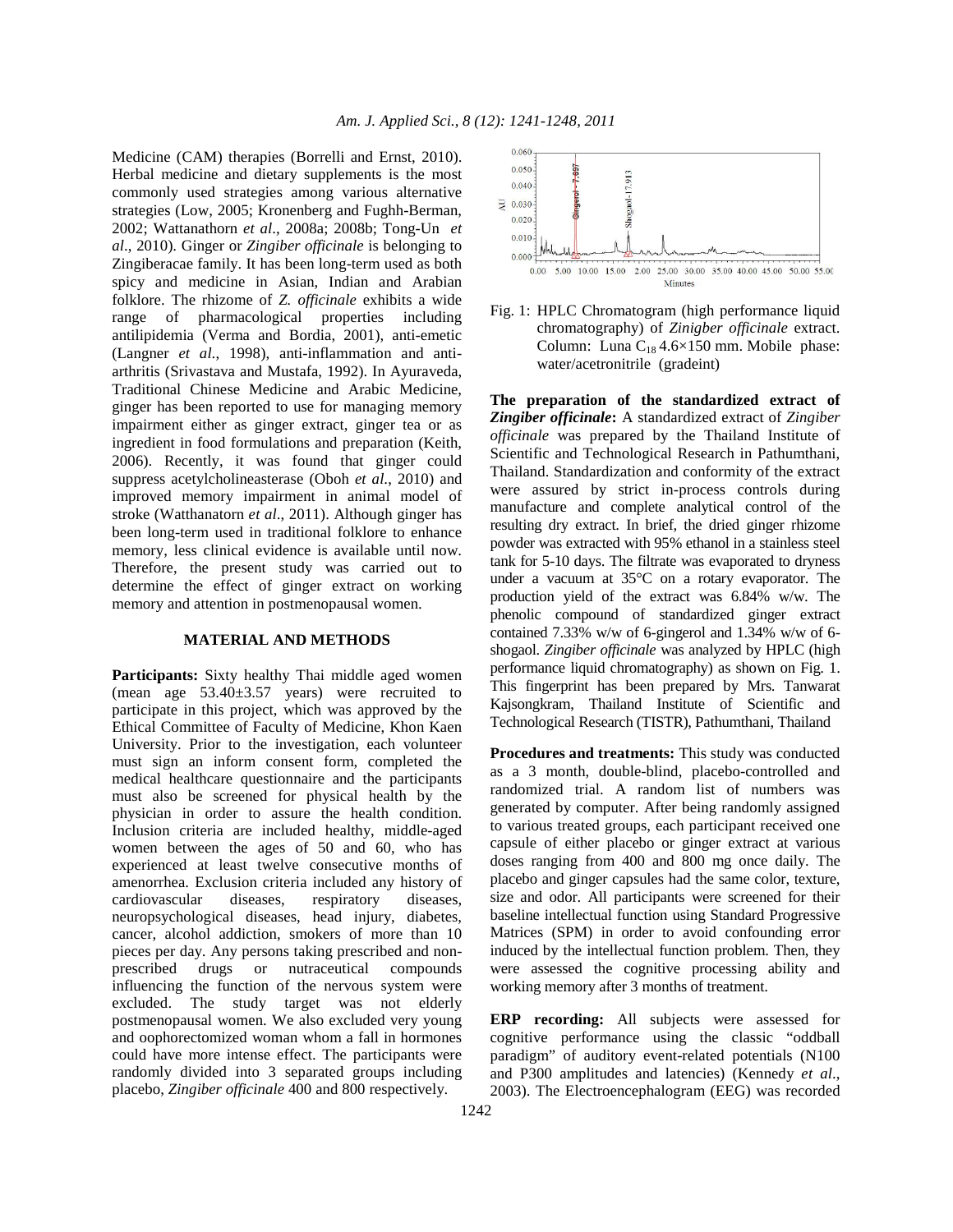Medicine (CAM) therapies (Borrelli and Ernst, 2010). Herbal medicine and dietary supplements is the most commonly used strategies among various alternative strategies (Low, 2005; Kronenberg and Fughh-Berman, 2002; Wattanathorn *et al*., 2008a; 2008b; Tong-Un *et al*., 2010). Ginger or *Zingiber officinale* is belonging to Zingiberacae family. It has been long-term used as both spicy and medicine in Asian, Indian and Arabian folklore. The rhizome of *Z. officinale* exhibits a wide range of pharmacological properties including antilipidemia (Verma and Bordia, 2001), anti-emetic (Langner *et al*., 1998), anti-inflammation and anti-arthritis (Srivastava and Mustafa, 1992). In Ayuraveda, Traditional Chinese Medicine and Arabic Medicine, ginger has been reported to use for managing memory impairment either as ginger extract, ginger tea or as ingredient in food formulations and preparation (Keith, 2006). Recently, it was found that ginger could suppress acetylcholineasterase (Oboh *et al*., 2010) and improved memory impairment in animal model of stroke (Watthanatorn *et al*., 2011). Although ginger has been long-term used in traditional folklore to enhance memory, less clinical evidence is available until now. Therefore, the present study was carried out to determine the effect of ginger extract on working memory and attention in postmenopausal women.

## MATERIAL AND METHODS

**Participants:** Sixty healthy Thai middle aged women (mean age 53.40±3.57 years) were recruited to participate in this project, which was approved by the Ethical Committee of Faculty of Medicine, Khon Kaen University. Prior to the investigation, each volunteer must sign an inform consent form, completed the medical healthcare questionnaire and the participants must also be screened for physical health by the physician in order to assure the health condition. Inclusion criteria are included healthy, middle-aged women between the ages of 50 and 60, who has experienced at least twelve consecutive months of amenorrhea. Exclusion criteria included any history of cardiovascular diseases, respiratory diseases, neuropsychological diseases, head injury, diabetes, cancer, alcohol addiction, smokers of more than 10 pieces per day. Any persons taking prescribed and non-prescribed drugs or nutraceutical compounds influencing the function of the nervous system were excluded. The study target was not elderly postmenopausal women. We also excluded very young and oophorectomized woman whom a fall in hormones could have more intense effect. The participants were randomly divided into 3 separated groups including placebo, *Zingiber officinale* 400 and 800 respectively.

Fig. 1: HPLC Chromatogram (high performance liquid chromatography) of *Zinigber officinale* extract. Column: Luna $C_{18}$ 4.6×150 mm. Mobile phase: water/acetronitrile (gradeint)

**The preparation of the standardized extract of *Zingiber officinale*:** A standardized extract of *Zingiber officinale* was prepared by the Thailand Institute of Scientific and Technological Research in Pathumthani, Thailand. Standardization and conformity of the extract were assured by strict in-process controls during manufacture and complete analytical control of the resulting dry extract. In brief, the dried ginger rhizome powder was extracted with 95% ethanol in a stainless steel tank for 5-10 days. The filtrate was evaporated to dryness under a vacuum at 35°C on a rotary evaporator. The production yield of the extract was 6.84% w/w. The phenolic compound of standardized ginger extract contained 7.33% w/w of 6-gingerol and 1.34% w/w of 6-shogaol. *Zingiber officinale* was analyzed by HPLC (high performance liquid chromatography) as shown on Fig. 1. This fingerprint has been prepared by Mrs. Tanwarat Kajsongkram, Thailand Institute of Scientific and Technological Research (TISTR), Pathumthani, Thailand

**Procedures and treatments:** This study was conducted as a 3 month, double-blind, placebo-controlled and randomized trial. A random list of numbers was generated by computer. After being randomly assigned to various treated groups, each participant received one capsule of either placebo or ginger extract at various doses ranging from 400 and 800 mg once daily. The placebo and ginger capsules had the same color, texture, size and odor. All participants were screened for their baseline intellectual function using Standard Progressive Matrices (SPM) in order to avoid confounding error induced by the intellectual function problem. Then, they were assessed the cognitive processing ability and working memory after 3 months of treatment.

**ERP recording:** All subjects were assessed for cognitive performance using the classic "oddball paradigm" of auditory event-related potentials (N100 and P300 amplitudes and latencies) (Kennedy *et al*., 2003). The Electroencephalogram (EEG) was recorded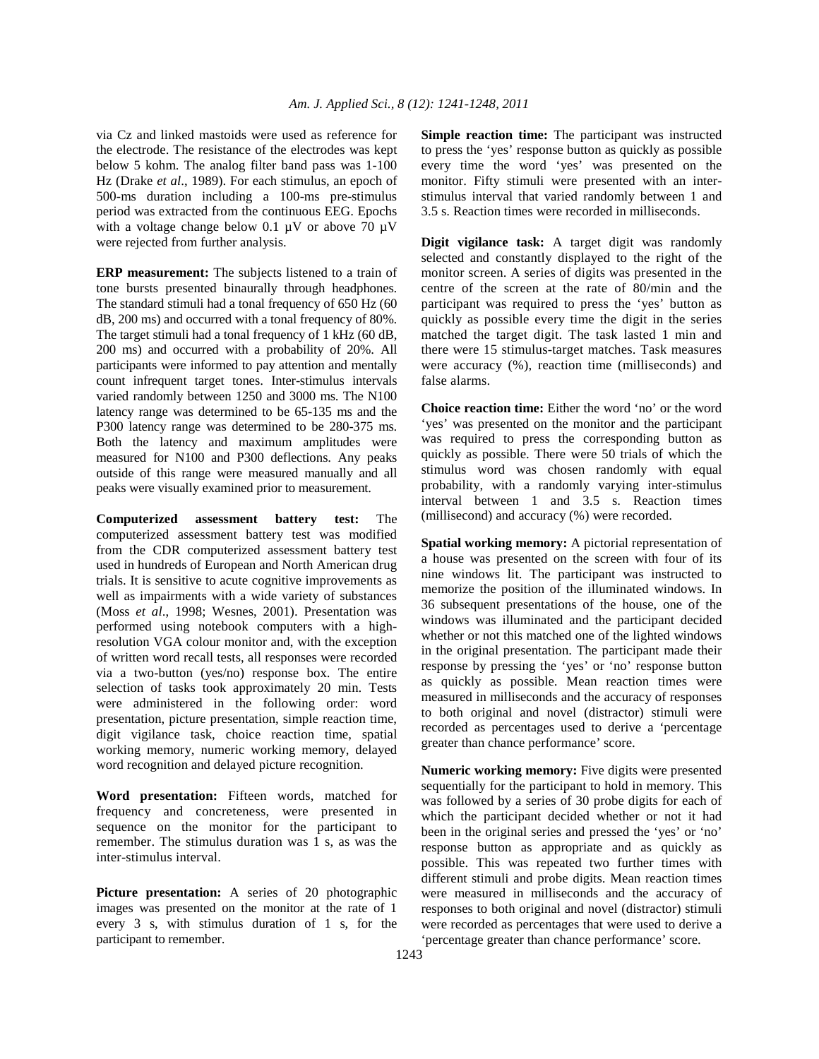via Cz and linked mastoids were used as reference for the electrode. The resistance of the electrodes was kept below 5 kohm. The analog filter band pass was 1-100 Hz (Drake *et al*., 1989). For each stimulus, an epoch of 500-ms duration including a 100-ms pre-stimulus period was extracted from the continuous EEG. Epochs with a voltage change below 0.1 µV or above 70 µV were rejected from further analysis.

**ERP measurement:** The subjects listened to a train of tone bursts presented binaurally through headphones. The standard stimuli had a tonal frequency of 650 Hz (60 dB, 200 ms) and occurred with a tonal frequency of 80%. The target stimuli had a tonal frequency of 1 kHz (60 dB, 200 ms) and occurred with a probability of 20%. All participants were informed to pay attention and mentally count infrequent target tones. Inter-stimulus intervals varied randomly between 1250 and 3000 ms. The N100 latency range was determined to be 65-135 ms and the P300 latency range was determined to be 280-375 ms. Both the latency and maximum amplitudes were measured for N100 and P300 deflections. Any peaks outside of this range were measured manually and all peaks were visually examined prior to measurement.

**Computerized assessment battery test:** The computerized assessment battery test was modified from the CDR computerized assessment battery test used in hundreds of European and North American drug trials. It is sensitive to acute cognitive improvements as well as impairments with a wide variety of substances (Moss *et al*., 1998; Wesnes, 2001). Presentation was performed using notebook computers with a high-resolution VGA colour monitor and, with the exception of written word recall tests, all responses were recorded via a two-button (yes/no) response box. The entire selection of tasks took approximately 20 min. Tests were administered in the following order: word presentation, picture presentation, simple reaction time, digit vigilance task, choice reaction time, spatial working memory, numeric working memory, delayed word recognition and delayed picture recognition.

**Word presentation:** Fifteen words, matched for frequency and concreteness, were presented in sequence on the monitor for the participant to remember. The stimulus duration was 1 s, as was the inter-stimulus interval.

**Picture presentation:** A series of 20 photographic images was presented on the monitor at the rate of 1 every 3 s, with stimulus duration of 1 s, for the participant to remember.

**Simple reaction time:** The participant was instructed to press the 'yes' response button as quickly as possible every time the word 'yes' was presented on the monitor. Fifty stimuli were presented with an inter-stimulus interval that varied randomly between 1 and 3.5 s. Reaction times were recorded in milliseconds.

**Digit vigilance task:** A target digit was randomly selected and constantly displayed to the right of the monitor screen. A series of digits was presented in the centre of the screen at the rate of 80/min and the participant was required to press the 'yes' button as quickly as possible every time the digit in the series matched the target digit. The task lasted 1 min and there were 15 stimulus-target matches. Task measures were accuracy (%), reaction time (milliseconds) and false alarms.

**Choice reaction time:** Either the word 'no' or the word 'yes' was presented on the monitor and the participant was required to press the corresponding button as quickly as possible. There were 50 trials of which the stimulus word was chosen randomly with equal probability, with a randomly varying inter-stimulus interval between 1 and 3.5 s. Reaction times (millisecond) and accuracy (%) were recorded.

**Spatial working memory:** A pictorial representation of a house was presented on the screen with four of its nine windows lit. The participant was instructed to memorize the position of the illuminated windows. In 36 subsequent presentations of the house, one of the windows was illuminated and the participant decided whether or not this matched one of the lighted windows in the original presentation. The participant made their response by pressing the 'yes' or 'no' response button as quickly as possible. Mean reaction times were measured in milliseconds and the accuracy of responses to both original and novel (distractor) stimuli were recorded as percentages used to derive a 'percentage greater than chance performance' score.

**Numeric working memory:** Five digits were presented sequentially for the participant to hold in memory. This was followed by a series of 30 probe digits for each of which the participant decided whether or not it had been in the original series and pressed the 'yes' or 'no' response button as appropriate and as quickly as possible. This was repeated two further times with different stimuli and probe digits. Mean reaction times were measured in milliseconds and the accuracy of responses to both original and novel (distractor) stimuli were recorded as percentages that were used to derive a 'percentage greater than chance performance' score.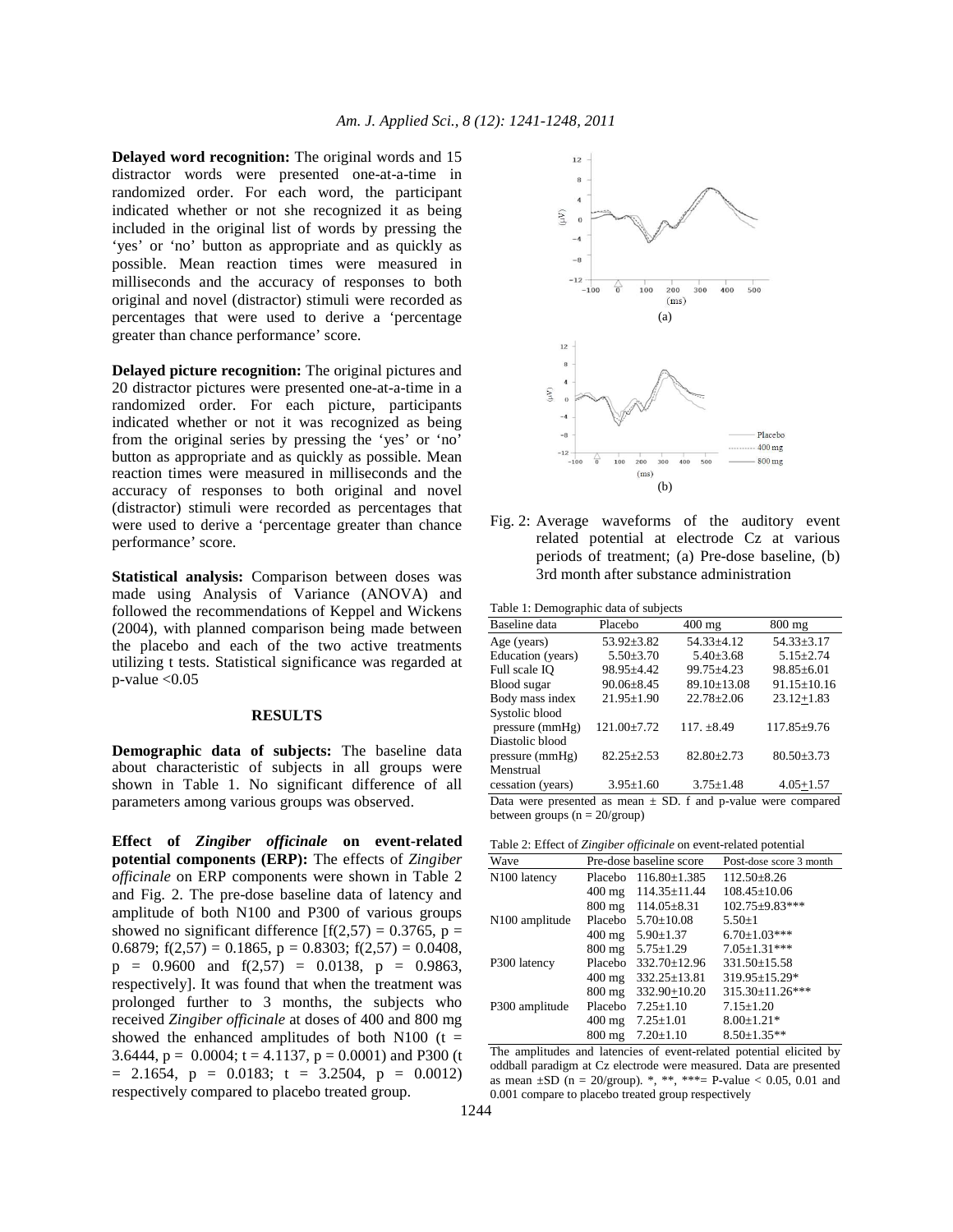**Delayed word recognition:** The original words and 15 distractor words were presented one-at-a-time in randomized order. For each word, the participant indicated whether or not she recognized it as being included in the original list of words by pressing the 'yes' or 'no' button as appropriate and as quickly as possible. Mean reaction times were measured in milliseconds and the accuracy of responses to both original and novel (distractor) stimuli were recorded as percentages that were used to derive a 'percentage greater than chance performance' score.

**Delayed picture recognition:** The original pictures and 20 distractor pictures were presented one-at-a-time in a randomized order. For each picture, participants indicated whether or not it was recognized as being from the original series by pressing the 'yes' or 'no' button as appropriate and as quickly as possible. Mean reaction times were measured in milliseconds and the accuracy of responses to both original and novel (distractor) stimuli were recorded as percentages that were used to derive a 'percentage greater than chance performance' score.

**Statistical analysis:** Comparison between doses was made using Analysis of Variance (ANOVA) and followed the recommendations of Keppel and Wickens (2004), with planned comparison being made between the placebo and each of the two active treatments utilizing t tests. Statistical significance was regarded at p-value <0.05

## RESULTS

**Demographic data of subjects:** The baseline data about characteristic of subjects in all groups were shown in Table 1. No significant difference of all parameters among various groups was observed.

**Effect of *Zingiber officinale* on event-related potential components (ERP):** The effects of *Zingiber officinale* on ERP components were shown in Table 2 and Fig. 2. The pre-dose baseline data of latency and amplitude of both N100 and P300 of various groups showed no significant difference [$f(2,57) = 0.3765$, $p = 0.6879$; $f(2,57) = 0.1865$, $p = 0.8303$; $f(2,57) = 0.0408$, $p = 0.9600$ and $f(2,57) = 0.0138$, $p = 0.9863$, respectively]. It was found that when the treatment was prolonged further to 3 months, the subjects who received *Zingiber officinale* at doses of 400 and 800 mg showed the enhanced amplitudes of both N100 ($t = 3.6444$, $p = 0.0004$; $t = 4.1137$, $p = 0.0001$) and P300 ($t = 2.1654$, $p = 0.0183$; $t = 3.2504$, $p = 0.0012$) respectively compared to placebo treated group.

Fig. 2: Average waveforms of the auditory event related potential at electrode Cz at various periods of treatment; (a) Pre-dose baseline, (b) 3rd month after substance administration

Table 1: Demographic data of subjects

| Baseline data | Placebo | 400 mg | 800 mg |
|---|---|---|---|
| Age (years) | 53.92±3.82 | 54.33±4.12 | 54.33±3.17 |
| Education (years) | 5.50±3.70 | 5.40±3.68 | 5.15±2.74 |
| Full scale IQ | 98.95±4.42 | 99.75±4.23 | 98.85±6.01 |
| Blood sugar | 90.06±8.45 | 89.10±13.08 | 91.15±10.16 |
| Body mass index | 21.95±1.90 | 22.78±2.06 | 23.12±1.83 |
| Systolic blood pressure (mmHg) | 121.00±7.72 | 117. ±8.49 | 117.85±9.76 |
| Diastolic blood pressure (mmHg) | 82.25±2.53 | 82.80±2.73 | 80.50±3.73 |
| Menstrual cessation (years) | 3.95±1.60 | 3.75±1.48 | 4.05±1.57 |

Data were presented as mean ± SD. f and p-value were compared between groups (n = 20/group)

Table 2: Effect of *Zingiber officinale* on event-related potential

| Wave | Pre-dose baseline score | | Post-dose score 3 month |
|---|---|---|---|
| N100 latency | Placebo | 116.80±1.385 | 112.50±8.26 |
| | 400 mg | 114.35±11.44 | 108.45±10.06 |
| | 800 mg | 114.05±8.31 | 102.75±9.83*** |
| N100 amplitude | Placebo | 5.70±10.08 | 5.50±1 |
| | 400 mg | 5.90±1.37 | 6.70±1.03*** |
| | 800 mg | 5.75±1.29 | 7.05±1.31*** |
| P300 latency | Placebo | 332.70±12.96 | 331.50±15.58 |
| | 400 mg | 332.25±13.81 | 319.95±15.29* |
| | 800 mg | 332.90±10.20 | 315.30±11.26*** |
| P300 amplitude | Placebo | 7.25±1.10 | 7.15±1.20 |
| | 400 mg | 7.25±1.01 | 8.00±1.21* |
| | 800 mg | 7.20±1.10 | 8.50±1.35** |

The amplitudes and latencies of event-related potential elicited by oddball paradigm at Cz electrode were measured. Data are presented as mean ±SD (n = 20/group). *, **, ***= P-value < 0.05, 0.01 and 0.001 compare to placebo treated group respectively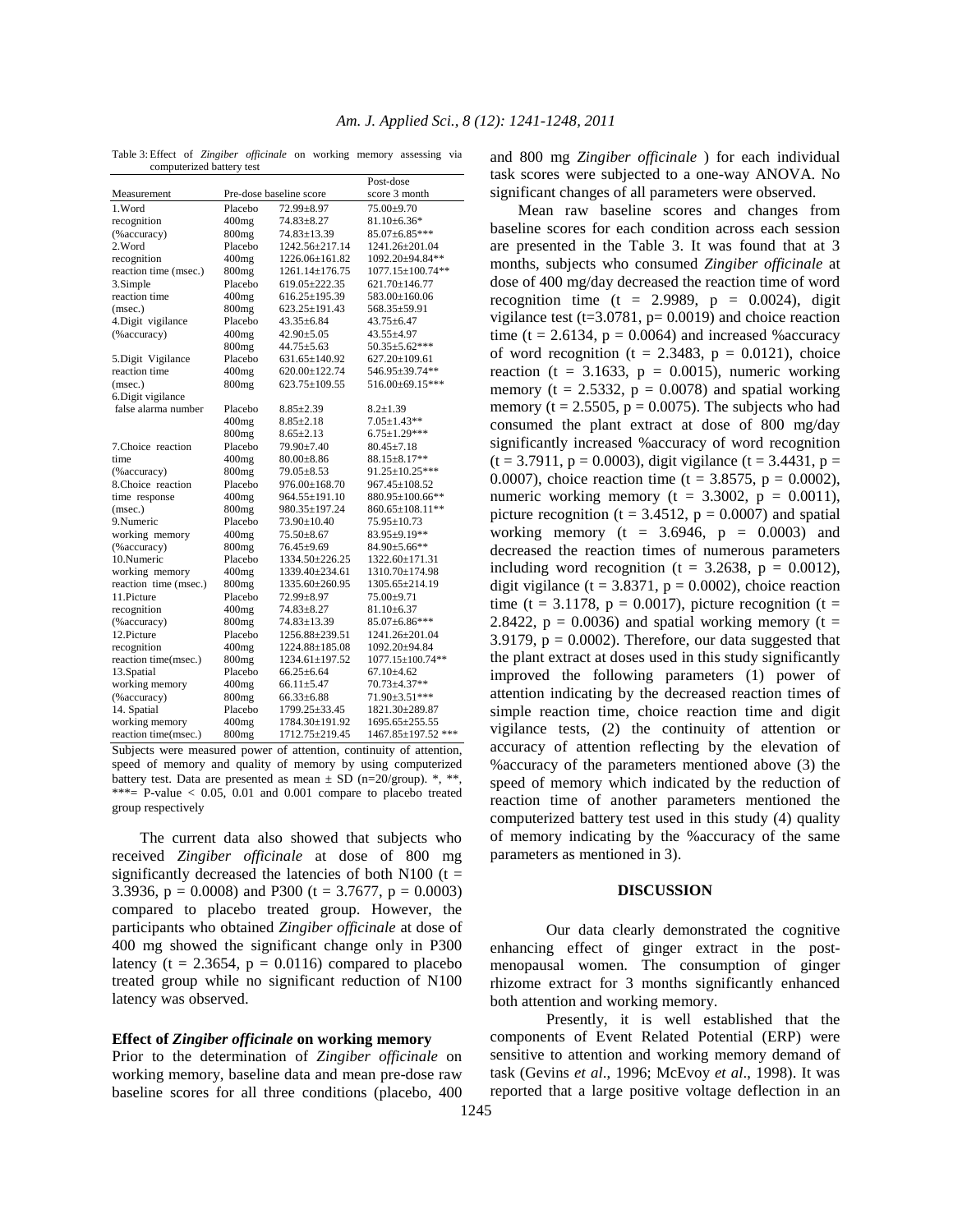Table 3: Effect of *Zingiber officinale* on working memory assessing via computerized battery test

| Measurement | | Pre-dose baseline score | Post-dose score 3 month |
|---|---|---|---|
| 1.Word recognition (%accuracy) | Placebo | 72.99±8.97 | 75.00±9.70 |
| | 400mg | 74.83±8.27 | 81.10±6.36* |
| | 800mg | 74.83±13.39 | 85.07±6.85*** |
| 2.Word recognition reaction time (msec.) | Placebo | 1242.56±217.14 | 1241.26±201.04 |
| | 400mg | 1226.06±161.82 | 1092.20±94.84** |
| | 800mg | 1261.14±176.75 | 1077.15±100.74** |
| 3.Simple reaction time (msec.) | Placebo | 619.05±222.35 | 621.70±146.77 |
| | 400mg | 616.25±195.39 | 583.00±160.06 |
| | 800mg | 623.25±191.43 | 568.35±59.91 |
| 4.Digit vigilance (%accuracy) | Placebo | 43.35±6.84 | 43.75±6.47 |
| | 400mg | 42.90±5.05 | 43.55±4.97 |
| | 800mg | 44.75±5.63 | 50.35±5.62*** |
| 5.Digit Vigilance reaction time (msec.) | Placebo | 631.65±140.92 | 627.20±109.61 |
| | 400mg | 620.00±122.74 | 546.95±39.74** |
| | 800mg | 623.75±109.55 | 516.00±69.15*** |
| 6.Digit vigilance false alarma number | Placebo | 8.85±2.39 | 8.2±1.39 |
| | 400mg | 8.85±2.18 | 7.05±1.43** |
| | 800mg | 8.65±2.13 | 6.75±1.29*** |
| 7.Choice reaction time (%accuracy) | Placebo | 79.90±7.40 | 80.45±7.18 |
| | 400mg | 80.00±8.86 | 88.15±8.17** |
| | 800mg | 79.05±8.53 | 91.25±10.25*** |
| 8.Choice reaction time response (msec.) | Placebo | 976.00±168.70 | 967.45±108.52 |
| | 400mg | 964.55±191.10 | 880.95±100.66** |
| | 800mg | 980.35±197.24 | 860.65±108.11** |
| 9.Numeric working memory (%accuracy) | Placebo | 73.90±10.40 | 75.95±10.73 |
| | 400mg | 75.50±8.67 | 83.95±9.19** |
| | 800mg | 76.45±9.69 | 84.90±5.66** |
| 10.Numeric working memory reaction time (msec.) | Placebo | 1334.50±226.25 | 1322.60±171.31 |
| | 400mg | 1339.40±234.61 | 1310.70±174.98 |
| | 800mg | 1335.60±260.95 | 1305.65±214.19 |
| 11.Picture recognition (%accuracy) | Placebo | 72.99±8.97 | 75.00±9.71 |
| | 400mg | 74.83±8.27 | 81.10±6.37 |
| | 800mg | 74.83±13.39 | 85.07±6.86*** |
| 12.Picture recognition reaction time(msec.) | Placebo | 1256.88±239.51 | 1241.26±201.04 |
| | 400mg | 1224.88±185.08 | 1092.20±94.84 |
| | 800mg | 1234.61±197.52 | 1077.15±100.74** |
| 13.Spatial working memory (%accuracy) | Placebo | 66.25±6.64 | 67.10±4.62 |
| | 400mg | 66.11±5.47 | 70.73±4.37** |
| | 800mg | 66.33±6.88 | 71.90±3.51*** |
| 14. Spatial working memory reaction time(msec.) | Placebo | 1799.25±33.45 | 1821.30±289.87 |
| | 400mg | 1784.30±191.92 | 1695.65±255.55 |
| | 800mg | 1712.75±219.45 | 1467.85±197.52 *** |

Subjects were measured power of attention, continuity of attention, speed of memory and quality of memory by using computerized battery test. Data are presented as mean ± SD (n=20/group). *, **, ***= P-value < 0.05, 0.01 and 0.001 compare to placebo treated group respectively

The current data also showed that subjects who received *Zingiber officinale* at dose of 800 mg significantly decreased the latencies of both N100 ($t = 3.3936$, $p = 0.0008$) and P300 ($t = 3.7677$, $p = 0.0003$) compared to placebo treated group. However, the participants who obtained *Zingiber officinale* at dose of 400 mg showed the significant change only in P300 latency ($t = 2.3654$, $p = 0.0116$) compared to placebo treated group while no significant reduction of N100 latency was observed.

**Effect of *Zingiber officinale* on working memory**

Prior to the determination of *Zingiber officinale* on working memory, baseline data and mean pre-dose raw baseline scores for all three conditions (placebo, 400 and 800 mg *Zingiber officinale* ) for each individual task scores were subjected to a one-way ANOVA. No significant changes of all parameters were observed.

Mean raw baseline scores and changes from baseline scores for each condition across each session are presented in the Table 3. It was found that at 3 months, subjects who consumed *Zingiber officinale* at dose of 400 mg/day decreased the reaction time of word recognition time ($t = 2.9989$, $p = 0.0024$), digit vigilance test ($t=3.0781$, $p= 0.0019$) and choice reaction time ($t = 2.6134$, $p = 0.0064$) and increased %accuracy of word recognition ($t = 2.3483$, $p = 0.0121$), choice reaction ($t = 3.1633$, $p = 0.0015$), numeric working memory ($t = 2.5332$, $p = 0.0078$) and spatial working memory ($t = 2.5505$, $p = 0.0075$). The subjects who had consumed the plant extract at dose of 800 mg/day significantly increased %accuracy of word recognition ($t = 3.7911$, $p = 0.0003$), digit vigilance ($t = 3.4431$, $p = 0.0007$), choice reaction time ($t = 3.8575$, $p = 0.0002$), numeric working memory ($t = 3.3002$, $p = 0.0011$), picture recognition ($t = 3.4512$, $p = 0.0007$) and spatial working memory ($t = 3.6946$, $p = 0.0003$) and decreased the reaction times of numerous parameters including word recognition ($t = 3.2638$, $p = 0.0012$), digit vigilance ($t = 3.8371$, $p = 0.0002$), choice reaction time ($t = 3.1178$, $p = 0.0017$), picture recognition ($t = 2.8422$, $p = 0.0036$) and spatial working memory ($t = 3.9179$, $p = 0.0002$). Therefore, our data suggested that the plant extract at doses used in this study significantly improved the following parameters (1) power of attention indicating by the decreased reaction times of simple reaction time, choice reaction time and digit vigilance tests, (2) the continuity of attention or accuracy of attention reflecting by the elevation of %accuracy of the parameters mentioned above (3) the speed of memory which indicated by the reduction of reaction time of another parameters mentioned the computerized battery test used in this study (4) quality of memory indicating by the %accuracy of the same parameters as mentioned in 3).

## DISCUSSION

Our data clearly demonstrated the cognitive enhancing effect of ginger extract in the post-menopausal women. The consumption of ginger rhizome extract for 3 months significantly enhanced both attention and working memory.

Presently, it is well established that the components of Event Related Potential (ERP) were sensitive to attention and working memory demand of task (Gevins *et al*., 1996; McEvoy *et al*., 1998). It was reported that a large positive voltage deflection in an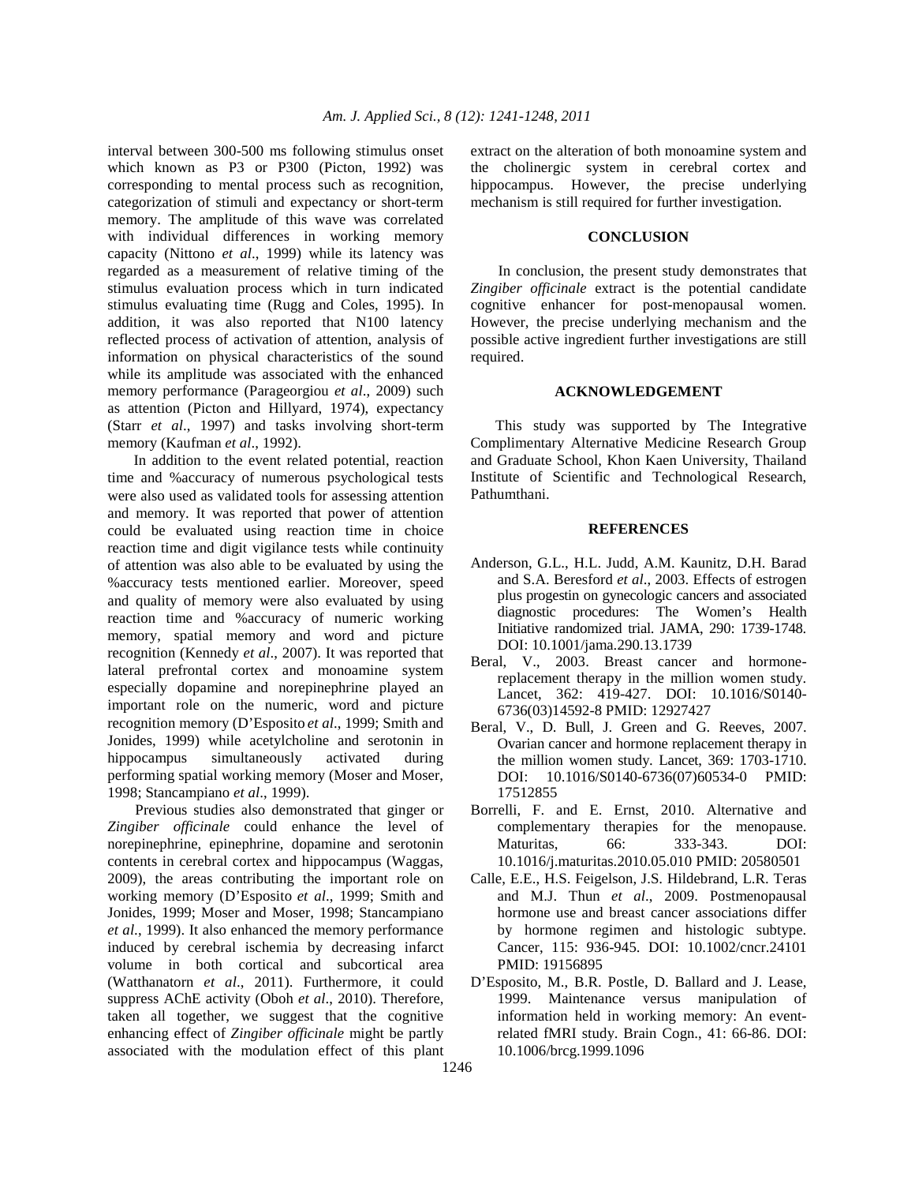interval between 300-500 ms following stimulus onset which known as P3 or P300 (Picton, 1992) was corresponding to mental process such as recognition, categorization of stimuli and expectancy or short-term memory. The amplitude of this wave was correlated with individual differences in working memory capacity (Nittono *et al*., 1999) while its latency was regarded as a measurement of relative timing of the stimulus evaluation process which in turn indicated stimulus evaluating time (Rugg and Coles, 1995). In addition, it was also reported that N100 latency reflected process of activation of attention, analysis of information on physical characteristics of the sound while its amplitude was associated with the enhanced memory performance (Parageorgiou *et al*., 2009) such as attention (Picton and Hillyard, 1974), expectancy (Starr *et al*., 1997) and tasks involving short-term memory (Kaufman *et al*., 1992).

In addition to the event related potential, reaction time and %accuracy of numerous psychological tests were also used as validated tools for assessing attention and memory. It was reported that power of attention could be evaluated using reaction time in choice reaction time and digit vigilance tests while continuity of attention was also able to be evaluated by using the %accuracy tests mentioned earlier. Moreover, speed and quality of memory were also evaluated by using reaction time and %accuracy of numeric working memory, spatial memory and word and picture recognition (Kennedy *et al*., 2007). It was reported that lateral prefrontal cortex and monoamine system especially dopamine and norepinephrine played an important role on the numeric, word and picture recognition memory (D'Esposito *et al*., 1999; Smith and Jonides, 1999) while acetylcholine and serotonin in hippocampus simultaneously activated during performing spatial working memory (Moser and Moser, 1998; Stancampiano *et al*., 1999).

Previous studies also demonstrated that ginger or *Zingiber officinale* could enhance the level of norepinephrine, epinephrine, dopamine and serotonin contents in cerebral cortex and hippocampus (Waggas, 2009), the areas contributing the important role on working memory (D'Esposito *et al*., 1999; Smith and Jonides, 1999; Moser and Moser, 1998; Stancampiano *et al*., 1999). It also enhanced the memory performance induced by cerebral ischemia by decreasing infarct volume in both cortical and subcortical area (Watthanatorn *et al*., 2011). Furthermore, it could suppress AChE activity (Oboh *et al*., 2010). Therefore, taken all together, we suggest that the cognitive enhancing effect of *Zingiber officinale* might be partly associated with the modulation effect of this plant extract on the alteration of both monoamine system and the cholinergic system in cerebral cortex and hippocampus. However, the precise underlying mechanism is still required for further investigation.

## CONCLUSION

In conclusion, the present study demonstrates that *Zingiber officinale* extract is the potential candidate cognitive enhancer for post-menopausal women. However, the precise underlying mechanism and the possible active ingredient further investigations are still required.

## ACKNOWLEDGEMENT

This study was supported by The Integrative Complimentary Alternative Medicine Research Group and Graduate School, Khon Kaen University, Thailand Institute of Scientific and Technological Research, Pathumthani.

## REFERENCES

- Anderson, G.L., H.L. Judd, A.M. Kaunitz, D.H. Barad and S.A. Beresford *et al*., 2003. Effects of estrogen plus progestin on gynecologic cancers and associated diagnostic procedures: The Women's Health Initiative randomized trial. JAMA, 290: 1739-1748. DOI: 10.1001/jama.290.13.1739
- Beral, V., 2003. Breast cancer and hormone-replacement therapy in the million women study. Lancet, 362: 419-427. DOI: 10.1016/S0140-6736(03)14592-8 PMID: 12927427
- Beral, V., D. Bull, J. Green and G. Reeves, 2007. Ovarian cancer and hormone replacement therapy in the million women study. Lancet, 369: 1703-1710. DOI: 10.1016/S0140-6736(07)60534-0 PMID: 17512855
- Borrelli, F. and E. Ernst, 2010. Alternative and complementary therapies for the menopause. Maturitas, 66: 333-343. DOI: 10.1016/j.maturitas.2010.05.010 PMID: 20580501
- Calle, E.E., H.S. Feigelson, J.S. Hildebrand, L.R. Teras and M.J. Thun *et al*., 2009. Postmenopausal hormone use and breast cancer associations differ by hormone regimen and histologic subtype. Cancer, 115: 936-945. DOI: 10.1002/cncr.24101 PMID: 19156895
- D'Esposito, M., B.R. Postle, D. Ballard and J. Lease, 1999. Maintenance versus manipulation of information held in working memory: An event-related fMRI study. Brain Cogn., 41: 66-86. DOI: 10.1006/brcg.1999.1096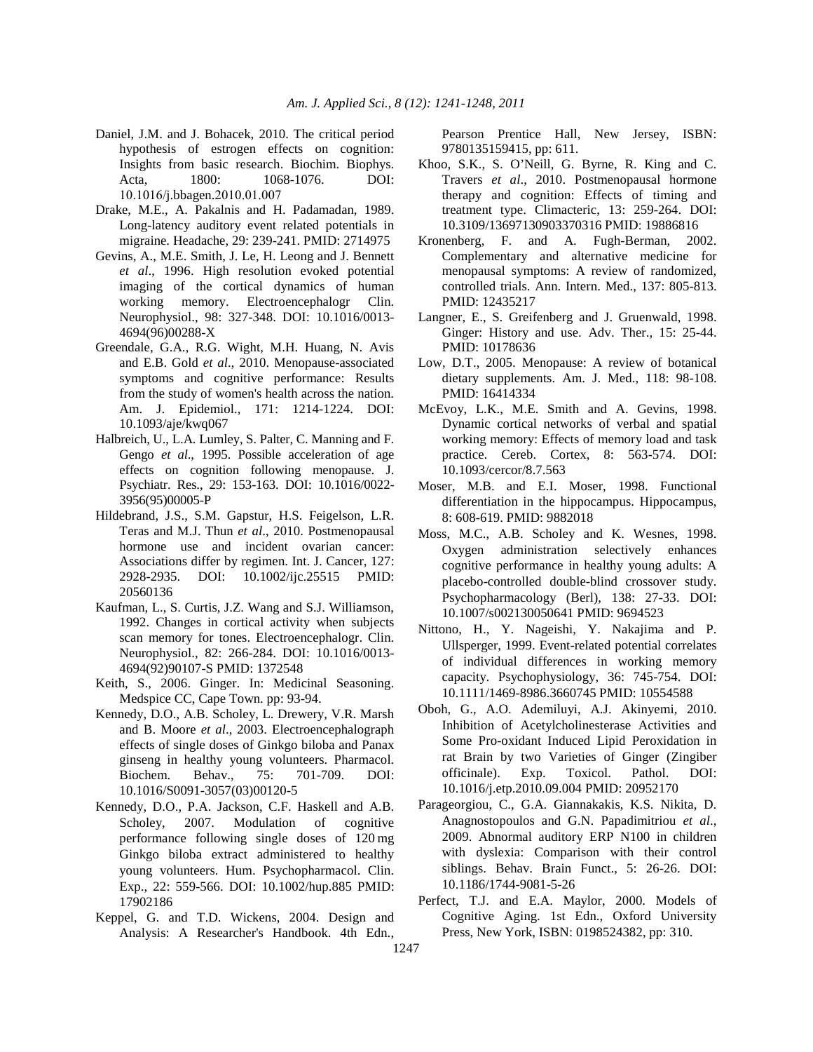Daniel, J.M. and J. Bohacek, 2010. The critical period hypothesis of estrogen effects on cognition: Insights from basic research. Biochim. Biophys. Acta, 1800: 1068-1076. DOI: 10.1016/j.bbagen.2010.01.007

Drake, M.E., A. Pakalnis and H. Padamadan, 1989. Long-latency auditory event related potentials in migraine. Headache, 29: 239-241. PMID: 2714975

Gevins, A., M.E. Smith, J. Le, H. Leong and J. Bennett *et al*., 1996. High resolution evoked potential imaging of the cortical dynamics of human working memory. Electroencephalogr Clin. Neurophysiol., 98: 327-348. DOI: 10.1016/0013-4694(96)00288-X

Greendale, G.A., R.G. Wight, M.H. Huang, N. Avis and E.B. Gold *et al*., 2010. Menopause-associated symptoms and cognitive performance: Results from the study of women's health across the nation. Am. J. Epidemiol., 171: 1214-1224. DOI: 10.1093/aje/kwq067

Halbreich, U., L.A. Lumley, S. Palter, C. Manning and F. Gengo *et al*., 1995. Possible acceleration of age effects on cognition following menopause. J. Psychiatr. Res., 29: 153-163. DOI: 10.1016/0022-3956(95)00005-P

Hildebrand, J.S., S.M. Gapstur, H.S. Feigelson, L.R. Teras and M.J. Thun *et al*., 2010. Postmenopausal hormone use and incident ovarian cancer: Associations differ by regimen. Int. J. Cancer, 127: 2928-2935. DOI: 10.1002/ijc.25515 PMID: 20560136

Kaufman, L., S. Curtis, J.Z. Wang and S.J. Williamson, 1992. Changes in cortical activity when subjects scan memory for tones. Electroencephalogr. Clin. Neurophysiol., 82: 266-284. DOI: 10.1016/0013-4694(92)90107-S PMID: 1372548

Keith, S., 2006. Ginger. In: Medicinal Seasoning. Medspice CC, Cape Town. pp: 93-94.

Kennedy, D.O., A.B. Scholey, L. Drewery, V.R. Marsh and B. Moore *et al*., 2003. Electroencephalograph effects of single doses of Ginkgo biloba and Panax ginseng in healthy young volunteers. Pharmacol. Biochem. Behav., 75: 701-709. DOI: 10.1016/S0091-3057(03)00120-5

Kennedy, D.O., P.A. Jackson, C.F. Haskell and A.B. Scholey, 2007. Modulation of cognitive performance following single doses of 120 mg Ginkgo biloba extract administered to healthy young volunteers. Hum. Psychopharmacol. Clin. Exp., 22: 559-566. DOI: 10.1002/hup.885 PMID: 17902186

Keppel, G. and T.D. Wickens, 2004. Design and Analysis: A Researcher's Handbook. 4th Edn., Pearson Prentice Hall, New Jersey, ISBN: 9780135159415, pp: 611.

Khoo, S.K., S. O'Neill, G. Byrne, R. King and C. Travers *et al*., 2010. Postmenopausal hormone therapy and cognition: Effects of timing and treatment type. Climacteric, 13: 259-264. DOI: 10.3109/13697130903370316 PMID: 19886816

Kronenberg, F. and A. Fugh-Berman, 2002. Complementary and alternative medicine for menopausal symptoms: A review of randomized, controlled trials. Ann. Intern. Med., 137: 805-813. PMID: 12435217

Langner, E., S. Greifenberg and J. Gruenwald, 1998. Ginger: History and use. Adv. Ther., 15: 25-44. PMID: 10178636

Low, D.T., 2005. Menopause: A review of botanical dietary supplements. Am. J. Med., 118: 98-108. PMID: 16414334

McEvoy, L.K., M.E. Smith and A. Gevins, 1998. Dynamic cortical networks of verbal and spatial working memory: Effects of memory load and task practice. Cereb. Cortex, 8: 563-574. DOI: 10.1093/cercor/8.7.563

Moser, M.B. and E.I. Moser, 1998. Functional differentiation in the hippocampus. Hippocampus, 8: 608-619. PMID: 9882018

Moss, M.C., A.B. Scholey and K. Wesnes, 1998. Oxygen administration selectively enhances cognitive performance in healthy young adults: A placebo-controlled double-blind crossover study. Psychopharmacology (Berl), 138: 27-33. DOI: 10.1007/s002130050641 PMID: 9694523

Nittono, H., Y. Nageishi, Y. Nakajima and P. Ullsperger, 1999. Event-related potential correlates of individual differences in working memory capacity. Psychophysiology, 36: 745-754. DOI: 10.1111/1469-8986.3660745 PMID: 10554588

Oboh, G., A.O. Ademiluyi, A.J. Akinyemi, 2010. Inhibition of Acetylcholinesterase Activities and Some Pro-oxidant Induced Lipid Peroxidation in rat Brain by two Varieties of Ginger (Zingiber officinale). Exp. Toxicol. Pathol. DOI: 10.1016/j.etp.2010.09.004 PMID: 20952170

Parageorgiou, C., G.A. Giannakakis, K.S. Nikita, D. Anagnostopoulos and G.N. Papadimitriou *et al*., 2009. Abnormal auditory ERP N100 in children with dyslexia: Comparison with their control siblings. Behav. Brain Funct., 5: 26-26. DOI: 10.1186/1744-9081-5-26

Perfect, T.J. and E.A. Maylor, 2000. Models of Cognitive Aging. 1st Edn., Oxford University Press, New York, ISBN: 0198524382, pp: 310.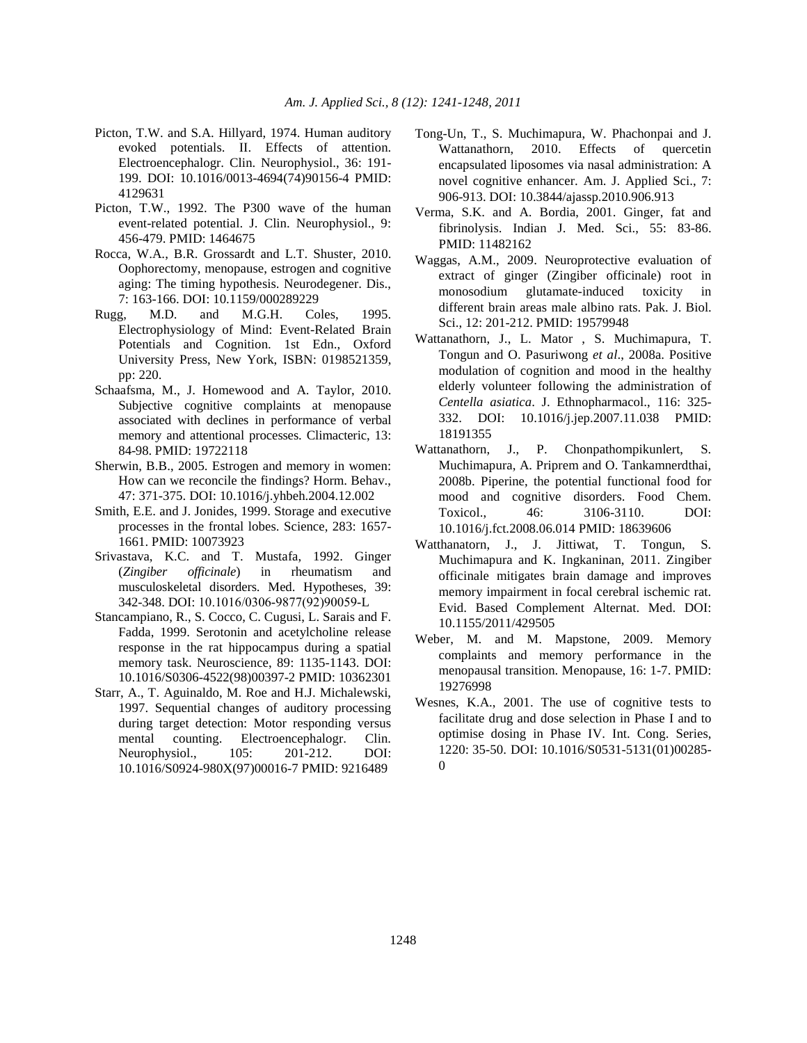Picton, T.W. and S.A. Hillyard, 1974. Human auditory evoked potentials. II. Effects of attention. Electroencephalogr. Clin. Neurophysiol., 36: 191-199. DOI: 10.1016/0013-4694(74)90156-4 PMID: 4129631

Picton, T.W., 1992. The P300 wave of the human event-related potential. J. Clin. Neurophysiol., 9: 456-479. PMID: 1464675

Rocca, W.A., B.R. Grossardt and L.T. Shuster, 2010. Oophorectomy, menopause, estrogen and cognitive aging: The timing hypothesis. Neurodegener. Dis., 7: 163-166. DOI: 10.1159/000289229

Rugg, M.D. and M.G.H. Coles, 1995. Electrophysiology of Mind: Event-Related Brain Potentials and Cognition. 1st Edn., Oxford University Press, New York, ISBN: 0198521359, pp: 220.

Schaafsma, M., J. Homewood and A. Taylor, 2010. Subjective cognitive complaints at menopause associated with declines in performance of verbal memory and attentional processes. Climacteric, 13: 84-98. PMID: 19722118

Sherwin, B.B., 2005. Estrogen and memory in women: How can we reconcile the findings? Horm. Behav., 47: 371-375. DOI: 10.1016/j.yhbeh.2004.12.002

Smith, E.E. and J. Jonides, 1999. Storage and executive processes in the frontal lobes. Science, 283: 1657-1661. PMID: 10073923

Srivastava, K.C. and T. Mustafa, 1992. Ginger (*Zingiber officinale*) in rheumatism and musculoskeletal disorders. Med. Hypotheses, 39: 342-348. DOI: 10.1016/0306-9877(92)90059-L

Stancampiano, R., S. Cocco, C. Cugusi, L. Sarais and F. Fadda, 1999. Serotonin and acetylcholine release response in the rat hippocampus during a spatial memory task. Neuroscience, 89: 1135-1143. DOI: 10.1016/S0306-4522(98)00397-2 PMID: 10362301

Starr, A., T. Aguinaldo, M. Roe and H.J. Michalewski, 1997. Sequential changes of auditory processing during target detection: Motor responding versus mental counting. Electroencephalogr. Clin. Neurophysiol., 105: 201-212. DOI: 10.1016/S0924-980X(97)00016-7 PMID: 9216489

Tong-Un, T., S. Muchimapura, W. Phachonpai and J. Wattanathorn, 2010. Effects of quercetin encapsulated liposomes via nasal administration: A novel cognitive enhancer. Am. J. Applied Sci., 7: 906-913. DOI: 10.3844/ajassp.2010.906.913

Verma, S.K. and A. Bordia, 2001. Ginger, fat and fibrinolysis. Indian J. Med. Sci., 55: 83-86. PMID: 11482162

Waggas, A.M., 2009. Neuroprotective evaluation of extract of ginger (Zingiber officinale) root in monosodium glutamate-induced toxicity in different brain areas male albino rats. Pak. J. Biol. Sci., 12: 201-212. PMID: 19579948

Wattanathorn, J., L. Mator , S. Muchimapura, T. Tongun and O. Pasuriwong *et al*., 2008a. Positive modulation of cognition and mood in the healthy elderly volunteer following the administration of *Centella asiatica*. J. Ethnopharmacol., 116: 325-332. DOI: 10.1016/j.jep.2007.11.038 PMID: 18191355

Wattanathorn, J., P. Chonpathompikunlert, S. Muchimapura, A. Priprem and O. Tankamnerdthai, 2008b. Piperine, the potential functional food for mood and cognitive disorders. Food Chem. Toxicol., 46: 3106-3110. DOI: 10.1016/j.fct.2008.06.014 PMID: 18639606

Watthanatorn, J., J. Jittiwat, T. Tongun, S. Muchimapura and K. Ingkaninan, 2011. Zingiber officinale mitigates brain damage and improves memory impairment in focal cerebral ischemic rat. Evid. Based Complement Alternat. Med. DOI: 10.1155/2011/429505

Weber, M. and M. Mapstone, 2009. Memory complaints and memory performance in the menopausal transition. Menopause, 16: 1-7. PMID: 19276998

Wesnes, K.A., 2001. The use of cognitive tests to facilitate drug and dose selection in Phase I and to optimise dosing in Phase IV. Int. Cong. Series, 1220: 35-50. DOI: 10.1016/S0531-5131(01)00285-0